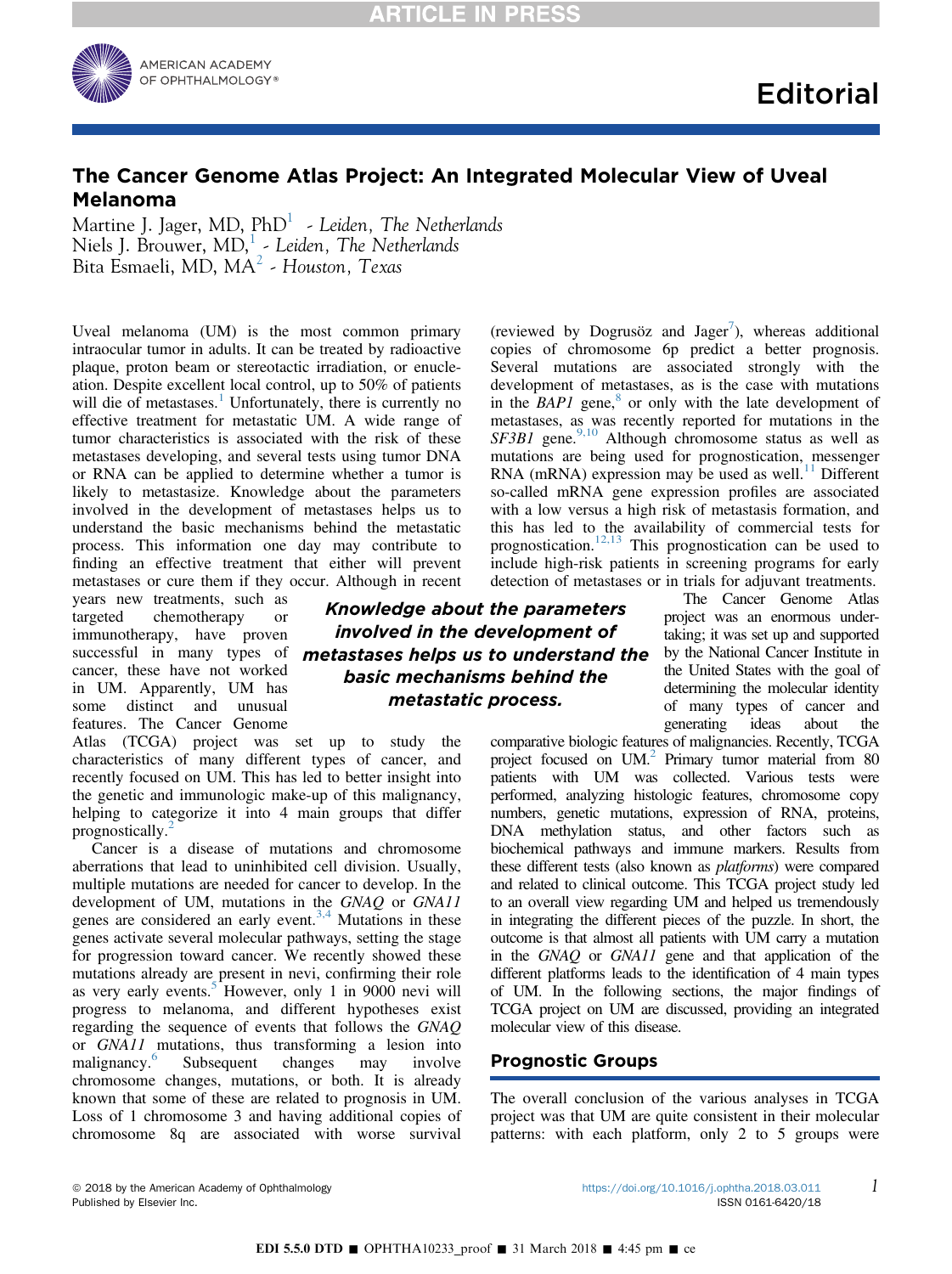# Editorial

## The Cancer Genome Atlas Project: An Integrated Molecular View of Uveal Melanoma

Martine J. Jager, MD, PhD[1] - *Leiden, The Netherlands*
Niels J. Brouwer, MD,[1] - *Leiden, The Netherlands*
Bita Esmaeli, MD, MA[2] - *Houston, Texas*

Uveal melanoma (UM) is the most common primary intraocular tumor in adults. It can be treated by radioactive plaque, proton beam or stereotactic irradiation, or enucleation. Despite excellent local control, up to 50% of patients will die of metastases.[1] Unfortunately, there is currently no effective treatment for metastatic UM. A wide range of tumor characteristics is associated with the risk of these metastases developing, and several tests using tumor DNA or RNA can be applied to determine whether a tumor is likely to metastasize. Knowledge about the parameters involved in the development of metastases helps us to understand the basic mechanisms behind the metastatic process. This information one day may contribute to finding an effective treatment that either will prevent metastases or cure them if they occur. Although in recent years new treatments, such as targeted chemotherapy or immunotherapy, have proven successful in many types of cancer, these have not worked in UM. Apparently, UM has some distinct and unusual features. The Cancer Genome Atlas (TCGA) project was set up to study the characteristics of many different types of cancer, and recently focused on UM. This has led to better insight into the genetic and immunologic make-up of this malignancy, helping to categorize it into 4 main groups that differ prognostically.[2]

> ***Knowledge about the parameters involved in the development of metastases helps us to understand the basic mechanisms behind the metastatic process.***

Cancer is a disease of mutations and chromosome aberrations that lead to uninhibited cell division. Usually, multiple mutations are needed for cancer to develop. In the development of UM, mutations in the *GNAQ* or *GNA11* genes are considered an early event.[3,4] Mutations in these genes activate several molecular pathways, setting the stage for progression toward cancer. We recently showed these mutations already are present in nevi, confirming their role as very early events.[5] However, only 1 in 9000 nevi will progress to melanoma, and different hypotheses exist regarding the sequence of events that follows the *GNAQ* or *GNA11* mutations, thus transforming a lesion into malignancy.[6] Subsequent changes may involve chromosome changes, mutations, or both. It is already known that some of these are related to prognosis in UM. Loss of 1 chromosome 3 and having additional copies of chromosome 8q are associated with worse survival (reviewed by Dogrusöz and Jager[7]), whereas additional copies of chromosome 6p predict a better prognosis. Several mutations are associated strongly with the development of metastases, as is the case with mutations in the *BAP1* gene,[8] or only with the late development of metastases, as was recently reported for mutations in the *SF3B1* gene.[9,10] Although chromosome status as well as mutations are being used for prognostication, messenger RNA (mRNA) expression may be used as well.[11] Different so-called mRNA gene expression profiles are associated with a low versus a high risk of metastasis formation, and this has led to the availability of commercial tests for prognostication.[12,13] This prognostication can be used to include high-risk patients in screening programs for early detection of metastases or in trials for adjuvant treatments.

The Cancer Genome Atlas project was an enormous undertaking; it was set up and supported by the National Cancer Institute in the United States with the goal of determining the molecular identity of many types of cancer and generating ideas about the comparative biologic features of malignancies. Recently, TCGA project focused on UM.[2] Primary tumor material from 80 patients with UM was collected. Various tests were performed, analyzing histologic features, chromosome copy numbers, genetic mutations, expression of RNA, proteins, DNA methylation status, and other factors such as biochemical pathways and immune markers. Results from these different tests (also known as *platforms*) were compared and related to clinical outcome. This TCGA project study led to an overall view regarding UM and helped us tremendously in integrating the different pieces of the puzzle. In short, the outcome is that almost all patients with UM carry a mutation in the *GNAQ* or *GNA11* gene and that application of the different platforms leads to the identification of 4 main types of UM. In the following sections, the major findings of TCGA project on UM are discussed, providing an integrated molecular view of this disease.

## Prognostic Groups

The overall conclusion of the various analyses in TCGA project was that UM are quite consistent in their molecular patterns: with each platform, only 2 to 5 groups were

© 2018 by the American Academy of Ophthalmology
Published by Elsevier Inc.

https://doi.org/10.1016/j.ophtha.2018.03.011
ISSN 0161-6420/18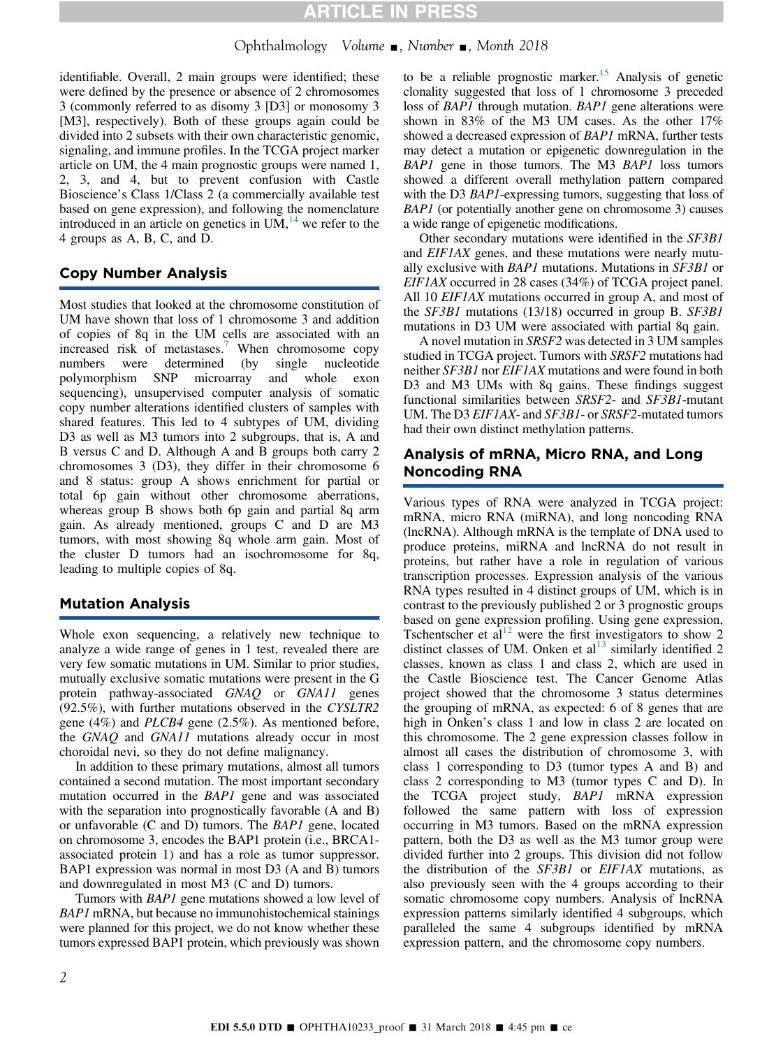identifiable. Overall, 2 main groups were identified; these were defined by the presence or absence of 2 chromosomes 3 (commonly referred to as disomy 3 [D3] or monosomy 3 [M3], respectively). Both of these groups again could be divided into 2 subsets with their own characteristic genomic, signaling, and immune profiles. In the TCGA project marker article on UM, the 4 main prognostic groups were named 1, 2, 3, and 4, but to prevent confusion with Castle Bioscience's Class 1/Class 2 (a commercially available test based on gene expression), and following the nomenclature introduced in an article on genetics in UM,[14] we refer to the 4 groups as A, B, C, and D.

## Copy Number Analysis

Most studies that looked at the chromosome constitution of UM have shown that loss of 1 chromosome 3 and addition of copies of 8q in the UM cells are associated with an increased risk of metastases.[7] When chromosome copy numbers were determined (by single nucleotide polymorphism SNP microarray and whole exon sequencing), unsupervised computer analysis of somatic copy number alterations identified clusters of samples with shared features. This led to 4 subtypes of UM, dividing D3 as well as M3 tumors into 2 subgroups, that is, A and B versus C and D. Although A and B groups both carry 2 chromosomes 3 (D3), they differ in their chromosome 6 and 8 status: group A shows enrichment for partial or total 6p gain without other chromosome aberrations, whereas group B shows both 6p gain and partial 8q arm gain. As already mentioned, groups C and D are M3 tumors, with most showing 8q whole arm gain. Most of the cluster D tumors had an isochromosome for 8q, leading to multiple copies of 8q.

## Mutation Analysis

Whole exon sequencing, a relatively new technique to analyze a wide range of genes in 1 test, revealed there are very few somatic mutations in UM. Similar to prior studies, mutually exclusive somatic mutations were present in the G protein pathway-associated *GNAQ* or *GNA11* genes (92.5%), with further mutations observed in the *CYSLTR2* gene (4%) and *PLCB4* gene (2.5%). As mentioned before, the *GNAQ* and *GNA11* mutations already occur in most choroidal nevi, so they do not define malignancy.

In addition to these primary mutations, almost all tumors contained a second mutation. The most important secondary mutation occurred in the *BAP1* gene and was associated with the separation into prognostically favorable (A and B) or unfavorable (C and D) tumors. The *BAP1* gene, located on chromosome 3, encodes the BAP1 protein (i.e., BRCA1-associated protein 1) and has a role as tumor suppressor. BAP1 expression was normal in most D3 (A and B) tumors and downregulated in most M3 (C and D) tumors.

Tumors with *BAP1* gene mutations showed a low level of *BAP1* mRNA, but because no immunohistochemical stainings were planned for this project, we do not know whether these tumors expressed BAP1 protein, which previously was shown to be a reliable prognostic marker.[15] Analysis of genetic clonality suggested that loss of 1 chromosome 3 preceded loss of *BAP1* through mutation. *BAP1* gene alterations were shown in 83% of the M3 UM cases. As the other 17% showed a decreased expression of *BAP1* mRNA, further tests may detect a mutation or epigenetic downregulation in the *BAP1* gene in those tumors. The M3 *BAP1* loss tumors showed a different overall methylation pattern compared with the D3 *BAP1*-expressing tumors, suggesting that loss of *BAP1* (or potentially another gene on chromosome 3) causes a wide range of epigenetic modifications.

Other secondary mutations were identified in the *SF3B1* and *EIF1AX* genes, and these mutations were nearly mutually exclusive with *BAP1* mutations. Mutations in *SF3B1* or *EIF1AX* occurred in 28 cases (34%) of TCGA project panel. All 10 *EIF1AX* mutations occurred in group A, and most of the *SF3B1* mutations (13/18) occurred in group B. *SF3B1* mutations in D3 UM were associated with partial 8q gain.

A novel mutation in *SRSF2* was detected in 3 UM samples studied in TCGA project. Tumors with *SRSF2* mutations had neither *SF3B1* nor *EIF1AX* mutations and were found in both D3 and M3 UMs with 8q gains. These findings suggest functional similarities between *SRSF2*- and *SF3B1*-mutant UM. The D3 *EIF1AX*- and *SF3B1*- or *SRSF2*-mutated tumors had their own distinct methylation patterns.

## Analysis of mRNA, Micro RNA, and Long Noncoding RNA

Various types of RNA were analyzed in TCGA project: mRNA, micro RNA (miRNA), and long noncoding RNA (lncRNA). Although mRNA is the template of DNA used to produce proteins, miRNA and lncRNA do not result in proteins, but rather have a role in regulation of various transcription processes. Expression analysis of the various RNA types resulted in 4 distinct groups of UM, which is in contrast to the previously published 2 or 3 prognostic groups based on gene expression profiling. Using gene expression, Tschentscher et al[12] were the first investigators to show 2 distinct classes of UM. Onken et al[13] similarly identified 2 classes, known as class 1 and class 2, which are used in the Castle Bioscience test. The Cancer Genome Atlas project showed that the chromosome 3 status determines the grouping of mRNA, as expected: 6 of 8 genes that are high in Onken's class 1 and low in class 2 are located on this chromosome. The 2 gene expression classes follow in almost all cases the distribution of chromosome 3, with class 1 corresponding to D3 (tumor types A and B) and class 2 corresponding to M3 (tumor types C and D). In the TCGA project study, *BAP1* mRNA expression followed the same pattern with loss of expression occurring in M3 tumors. Based on the mRNA expression pattern, both the D3 as well as the M3 tumor group were divided further into 2 groups. This division did not follow the distribution of the *SF3B1* or *EIF1AX* mutations, as also previously seen with the 4 groups according to their somatic chromosome copy numbers. Analysis of lncRNA expression patterns similarly identified 4 subgroups, which paralleled the same 4 subgroups identified by mRNA expression pattern, and the chromosome copy numbers.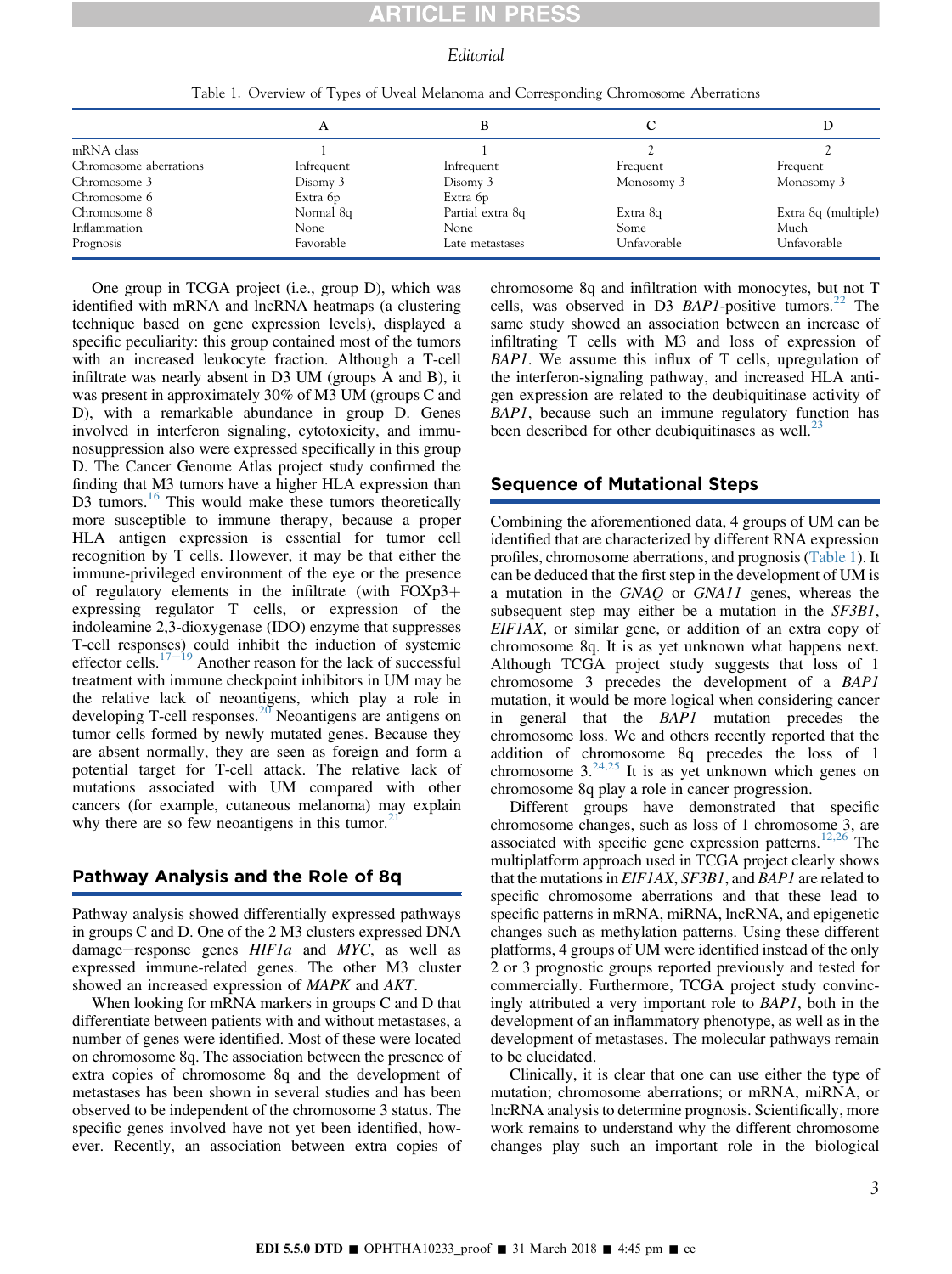Table 1. Overview of Types of Uveal Melanoma and Corresponding Chromosome Aberrations

| | A | B | C | D |
|---|---|---|---|---|
| mRNA class | 1 | 1 | 2 | 2 |
| Chromosome aberrations | Infrequent | Infrequent | Frequent | Frequent |
| Chromosome 3 | Disomy 3 | Disomy 3 | Monosomy 3 | Monosomy 3 |
| Chromosome 6 | Extra 6p | Extra 6p | | |
| Chromosome 8 | Normal 8q | Partial extra 8q | Extra 8q | Extra 8q (multiple) |
| Inflammation | None | None | Some | Much |
| Prognosis | Favorable | Late metastases | Unfavorable | Unfavorable |

One group in TCGA project (i.e., group D), which was identified with mRNA and lncRNA heatmaps (a clustering technique based on gene expression levels), displayed a specific peculiarity: this group contained most of the tumors with an increased leukocyte fraction. Although a T-cell infiltrate was nearly absent in D3 UM (groups A and B), it was present in approximately 30% of M3 UM (groups C and D), with a remarkable abundance in group D. Genes involved in interferon signaling, cytotoxicity, and immunosuppression also were expressed specifically in this group D. The Cancer Genome Atlas project study confirmed the finding that M3 tumors have a higher HLA expression than D3 tumors.[16] This would make these tumors theoretically more susceptible to immune therapy, because a proper HLA antigen expression is essential for tumor cell recognition by T cells. However, it may be that either the immune-privileged environment of the eye or the presence of regulatory elements in the infiltrate (with FOXp3+ expressing regulator T cells, or expression of the indoleamine 2,3-dioxygenase (IDO) enzyme that suppresses T-cell responses) could inhibit the induction of systemic effector cells.[17–19] Another reason for the lack of successful treatment with immune checkpoint inhibitors in UM may be the relative lack of neoantigens, which play a role in developing T-cell responses.[20] Neoantigens are antigens on tumor cells formed by newly mutated genes. Because they are absent normally, they are seen as foreign and form a potential target for T-cell attack. The relative lack of mutations associated with UM compared with other cancers (for example, cutaneous melanoma) may explain why there are so few neoantigens in this tumor.[21]

## Pathway Analysis and the Role of 8q

Pathway analysis showed differentially expressed pathways in groups C and D. One of the 2 M3 clusters expressed DNA damage–response genes *HIF1a* and *MYC*, as well as expressed immune-related genes. The other M3 cluster showed an increased expression of *MAPK* and *AKT*.

When looking for mRNA markers in groups C and D that differentiate between patients with and without metastases, a number of genes were identified. Most of these were located on chromosome 8q. The association between the presence of extra copies of chromosome 8q and the development of metastases has been shown in several studies and has been observed to be independent of the chromosome 3 status. The specific genes involved have not yet been identified, however. Recently, an association between extra copies of chromosome 8q and infiltration with monocytes, but not T cells, was observed in D3 *BAP1*-positive tumors.[22] The same study showed an association between an increase of infiltrating T cells with M3 and loss of expression of *BAP1*. We assume this influx of T cells, upregulation of the interferon-signaling pathway, and increased HLA antigen expression are related to the deubiquitinase activity of *BAP1*, because such an immune regulatory function has been described for other deubiquitinases as well.[23]

## Sequence of Mutational Steps

Combining the aforementioned data, 4 groups of UM can be identified that are characterized by different RNA expression profiles, chromosome aberrations, and prognosis (Table 1). It can be deduced that the first step in the development of UM is a mutation in the *GNAQ* or *GNA11* genes, whereas the subsequent step may either be a mutation in the *SF3B1*, *EIF1AX*, or similar gene, or addition of an extra copy of chromosome 8q. It is as yet unknown what happens next. Although TCGA project study suggests that loss of 1 chromosome 3 precedes the development of a *BAP1* mutation, it would be more logical when considering cancer in general that the *BAP1* mutation precedes the chromosome loss. We and others recently reported that the addition of chromosome 8q precedes the loss of 1 chromosome 3.[24,25] It is as yet unknown which genes on chromosome 8q play a role in cancer progression.

Different groups have demonstrated that specific chromosome changes, such as loss of 1 chromosome 3, are associated with specific gene expression patterns.[12,26] The multiplatform approach used in TCGA project clearly shows that the mutations in *EIF1AX*, *SF3B1*, and *BAP1* are related to specific chromosome aberrations and that these lead to specific patterns in mRNA, miRNA, lncRNA, and epigenetic changes such as methylation patterns. Using these different platforms, 4 groups of UM were identified instead of the only 2 or 3 prognostic groups reported previously and tested for commercially. Furthermore, TCGA project study convincingly attributed a very important role to *BAP1*, both in the development of an inflammatory phenotype, as well as in the development of metastases. The molecular pathways remain to be elucidated.

Clinically, it is clear that one can use either the type of mutation; chromosome aberrations; or mRNA, miRNA, or lncRNA analysis to determine prognosis. Scientifically, more work remains to understand why the different chromosome changes play such an important role in the biological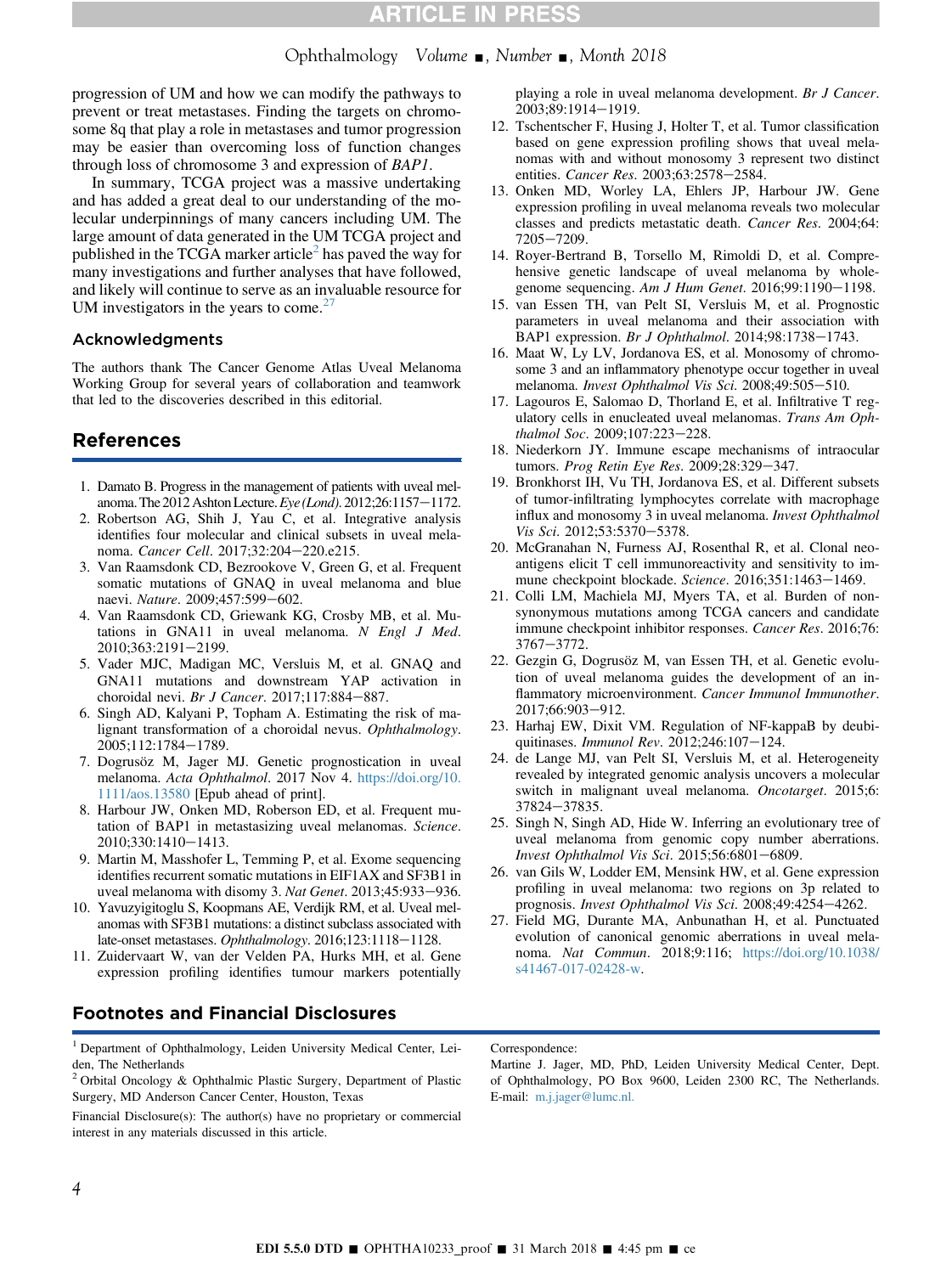progression of UM and how we can modify the pathways to prevent or treat metastases. Finding the targets on chromosome 8q that play a role in metastases and tumor progression may be easier than overcoming loss of function changes through loss of chromosome 3 and expression of *BAP1*.

In summary, TCGA project was a massive undertaking and has added a great deal to our understanding of the molecular underpinnings of many cancers including UM. The large amount of data generated in the UM TCGA project and published in the TCGA marker article[2] has paved the way for many investigations and further analyses that have followed, and likely will continue to serve as an invaluable resource for UM investigators in the years to come.[27]

### Acknowledgments

The authors thank The Cancer Genome Atlas Uveal Melanoma Working Group for several years of collaboration and teamwork that led to the discoveries described in this editorial.

## References

1. Damato B. Progress in the management of patients with uveal melanoma. The 2012 Ashton Lecture. *Eye (Lond)*. 2012;26:1157–1172.
2. Robertson AG, Shih J, Yau C, et al. Integrative analysis identifies four molecular and clinical subsets in uveal melanoma. *Cancer Cell*. 2017;32:204–220.e215.
3. Van Raamsdonk CD, Bezrookove V, Green G, et al. Frequent somatic mutations of GNAQ in uveal melanoma and blue naevi. *Nature*. 2009;457:599–602.
4. Van Raamsdonk CD, Griewank KG, Crosby MB, et al. Mutations in GNA11 in uveal melanoma. *N Engl J Med*. 2010;363:2191–2199.
5. Vader MJC, Madigan MC, Versluis M, et al. GNAQ and GNA11 mutations and downstream YAP activation in choroidal nevi. *Br J Cancer*. 2017;117:884–887.
6. Singh AD, Kalyani P, Topham A. Estimating the risk of malignant transformation of a choroidal nevus. *Ophthalmology*. 2005;112:1784–1789.
7. Dogrusöz M, Jager MJ. Genetic prognostication in uveal melanoma. *Acta Ophthalmol*. 2017 Nov 4. https://doi.org/10.1111/aos.13580 [Epub ahead of print].
8. Harbour JW, Onken MD, Roberson ED, et al. Frequent mutation of BAP1 in metastasizing uveal melanomas. *Science*. 2010;330:1410–1413.
9. Martin M, Masshofer L, Temming P, et al. Exome sequencing identifies recurrent somatic mutations in EIF1AX and SF3B1 in uveal melanoma with disomy 3. *Nat Genet*. 2013;45:933–936.
10. Yavuzyigitoglu S, Koopmans AE, Verdijk RM, et al. Uveal melanomas with SF3B1 mutations: a distinct subclass associated with late-onset metastases. *Ophthalmology*. 2016;123:1118–1128.
11. Zuidervaart W, van der Velden PA, Hurks MH, et al. Gene expression profiling identifies tumour markers potentially playing a role in uveal melanoma development. *Br J Cancer*. 2003;89:1914–1919.
12. Tschentscher F, Husing J, Holter T, et al. Tumor classification based on gene expression profiling shows that uveal melanomas with and without monosomy 3 represent two distinct entities. *Cancer Res*. 2003;63:2578–2584.
13. Onken MD, Worley LA, Ehlers JP, Harbour JW. Gene expression profiling in uveal melanoma reveals two molecular classes and predicts metastatic death. *Cancer Res*. 2004;64:7205–7209.
14. Royer-Bertrand B, Torsello M, Rimoldi D, et al. Comprehensive genetic landscape of uveal melanoma by whole-genome sequencing. *Am J Hum Genet*. 2016;99:1190–1198.
15. van Essen TH, van Pelt SI, Versluis M, et al. Prognostic parameters in uveal melanoma and their association with BAP1 expression. *Br J Ophthalmol*. 2014;98:1738–1743.
16. Maat W, Ly LV, Jordanova ES, et al. Monosomy of chromosome 3 and an inflammatory phenotype occur together in uveal melanoma. *Invest Ophthalmol Vis Sci*. 2008;49:505–510.
17. Lagouros E, Salomao D, Thorland E, et al. Infiltrative T regulatory cells in enucleated uveal melanomas. *Trans Am Ophthalmol Soc*. 2009;107:223–228.
18. Niederkorn JY. Immune escape mechanisms of intraocular tumors. *Prog Retin Eye Res*. 2009;28:329–347.
19. Bronkhorst IH, Vu TH, Jordanova ES, et al. Different subsets of tumor-infiltrating lymphocytes correlate with macrophage influx and monosomy 3 in uveal melanoma. *Invest Ophthalmol Vis Sci*. 2012;53:5370–5378.
20. McGranahan N, Furness AJ, Rosenthal R, et al. Clonal neoantigens elicit T cell immunoreactivity and sensitivity to immune checkpoint blockade. *Science*. 2016;351:1463–1469.
21. Colli LM, Machiela MJ, Myers TA, et al. Burden of nonsynonymous mutations among TCGA cancers and candidate immune checkpoint inhibitor responses. *Cancer Res*. 2016;76:3767–3772.
22. Gezgin G, Dogrusöz M, van Essen TH, et al. Genetic evolution of uveal melanoma guides the development of an inflammatory microenvironment. *Cancer Immunol Immunother*. 2017;66:903–912.
23. Harhaj EW, Dixit VM. Regulation of NF-kappaB by deubiquitinases. *Immunol Rev*. 2012;246:107–124.
24. de Lange MJ, van Pelt SI, Versluis M, et al. Heterogeneity revealed by integrated genomic analysis uncovers a molecular switch in malignant uveal melanoma. *Oncotarget*. 2015;6:37824–37835.
25. Singh N, Singh AD, Hide W. Inferring an evolutionary tree of uveal melanoma from genomic copy number aberrations. *Invest Ophthalmol Vis Sci*. 2015;56:6801–6809.
26. van Gils W, Lodder EM, Mensink HW, et al. Gene expression profiling in uveal melanoma: two regions on 3p related to prognosis. *Invest Ophthalmol Vis Sci*. 2008;49:4254–4262.
27. Field MG, Durante MA, Anbunathan H, et al. Punctuated evolution of canonical genomic aberrations in uveal melanoma. *Nat Commun*. 2018;9:116; https://doi.org/10.1038/s41467-017-02428-w.

## Footnotes and Financial Disclosures

[1] Department of Ophthalmology, Leiden University Medical Center, Leiden, The Netherlands

[2] Orbital Oncology & Ophthalmic Plastic Surgery, Department of Plastic Surgery, MD Anderson Cancer Center, Houston, Texas

Financial Disclosure(s): The author(s) have no proprietary or commercial interest in any materials discussed in this article.

Correspondence:
Martine J. Jager, MD, PhD, Leiden University Medical Center, Dept. of Ophthalmology, PO Box 9600, Leiden 2300 RC, The Netherlands. E-mail: m.j.jager@lumc.nl.